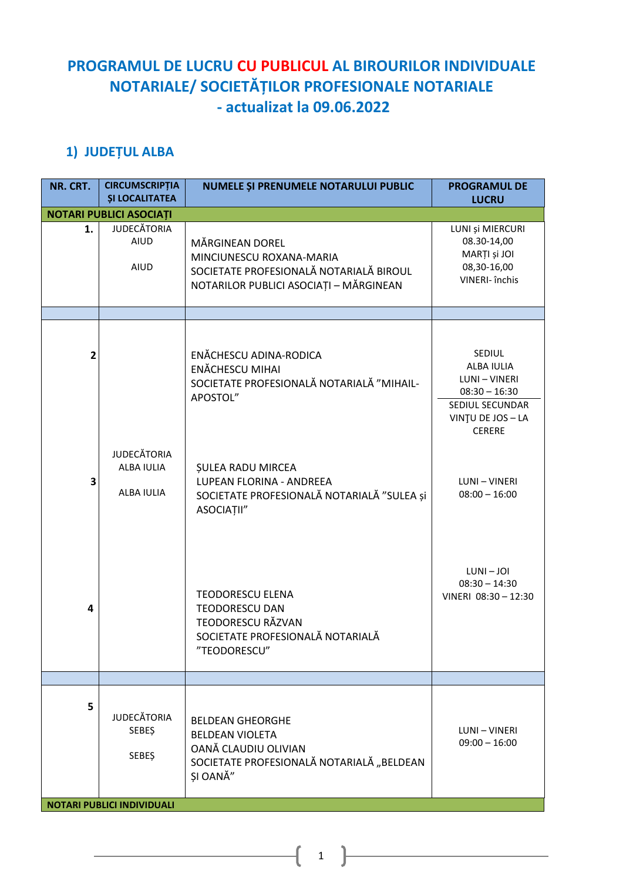# PROGRAMUL DE LUCRU CU PUBLICUL AL BIROURILOR INDIVIDUALE NOTARIALE/ SOCIETĂȚILOR PROFESIONALE NOTARIALE - actualizat la 09.06.2022

## 1) JUDEȚUL ALBA

| NR. CRT. | CIRCUMSCRIPȚIA ȘI LOCALITATEA | NUMELE ȘI PRENUMELE NOTARULUI PUBLIC | PROGRAMUL DE LUCRU |
|---|---|---|---|
| **NOTARI PUBLICI ASOCIAȚI** | | | |
| **1.** | JUDECĂTORIA AIUD<br>AIUD | MĂRGINEAN DOREL<br>MINCIUNESCU ROXANA-MARIA<br>SOCIETATE PROFESIONALĂ NOTARIALĂ BIROUL NOTARILOR PUBLICI ASOCIAȚI – MĂRGINEAN | LUNI și MIERCURI 08.30-14,00<br>MARȚI și JOI 08,30-16,00<br>VINERI- închis |
| | | | |
| **2** | JUDECĂTORIA ALBA IULIA<br>ALBA IULIA | ENĂCHESCU ADINA-RODICA<br>ENĂCHESCU MIHAI<br>SOCIETATE PROFESIONALĂ NOTARIALĂ ”MIHAIL-APOSTOL” | SEDIUL ALBA IULIA<br>LUNI – VINERI<br>08:30 – 16:30<br>SEDIUL SECUNDAR VINȚU DE JOS – LA CERERE |
| **3** | | ȘULEA RADU MIRCEA<br>LUPEAN FLORINA - ANDREEA<br>SOCIETATE PROFESIONALĂ NOTARIALĂ ”SULEA și ASOCIAȚII” | LUNI – VINERI<br>08:00 – 16:00 |
| **4** | | TEODORESCU ELENA<br>TEODORESCU DAN<br>TEODORESCU RĂZVAN<br>SOCIETATE PROFESIONALĂ NOTARIALĂ ”TEODORESCU” | LUNI – JOI<br>08:30 – 14:30<br>VINERI 08:30 – 12:30 |
| | | | |
| **5** | JUDECĂTORIA SEBEȘ<br>SEBEȘ | BELDEAN GHEORGHE<br>BELDEAN VIOLETA<br>OANĂ CLAUDIU OLIVIAN<br>SOCIETATE PROFESIONALĂ NOTARIALĂ „BELDEAN ȘI OANĂ” | LUNI – VINERI<br>09:00 – 16:00 |
| **NOTARI PUBLICI INDIVIDUALI** | | | |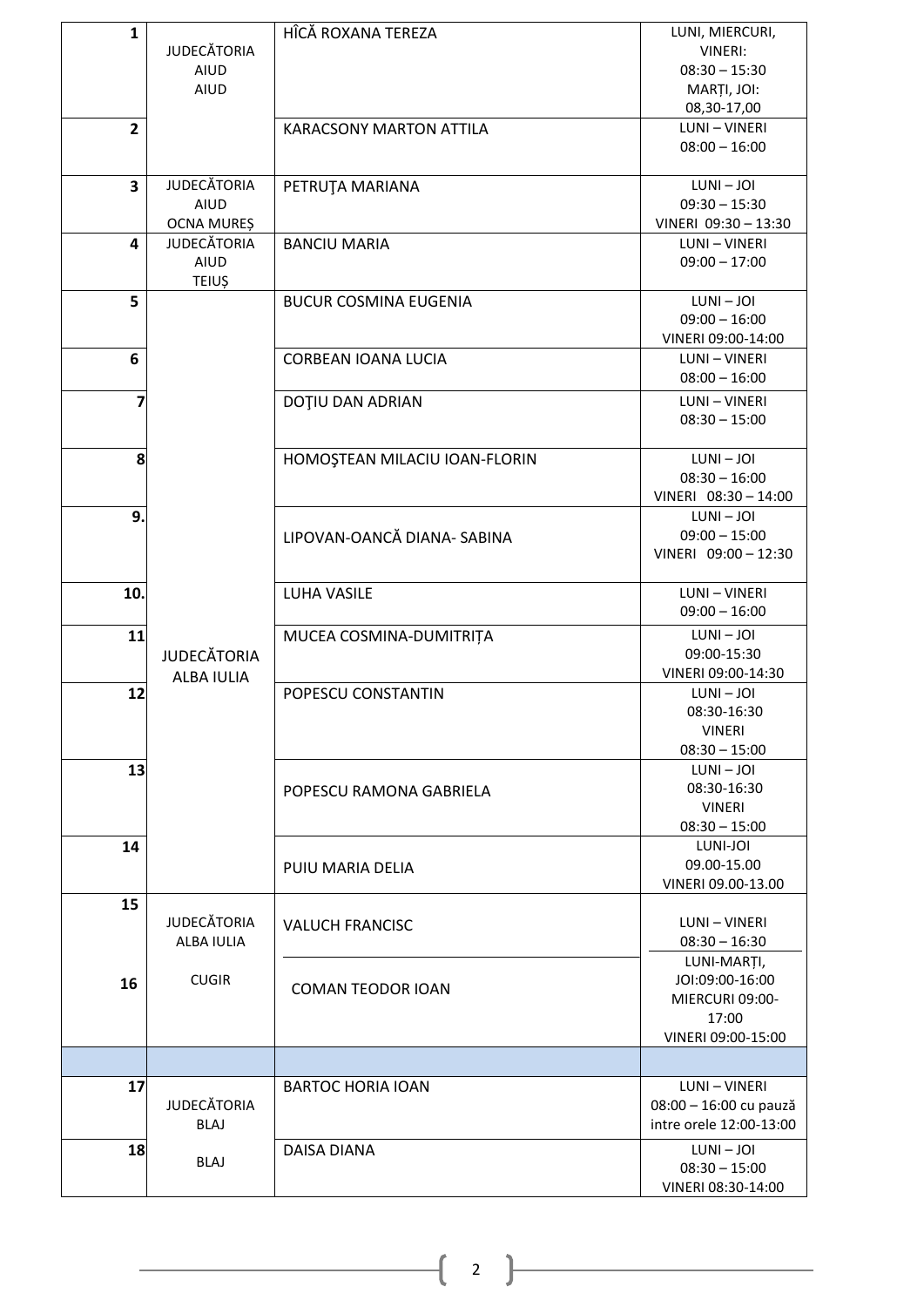| | | | |
|---|---|---|---|
| 1 | JUDECĂTORIA AIUD AIUD | HÎCĂ ROXANA TEREZA | LUNI, MIERCURI, VINERI: 08:30 – 15:30 MARȚI, JOI: 08,30-17,00 |
| 2 | | KARACSONY MARTON ATTILA | LUNI – VINERI 08:00 – 16:00 |
| 3 | JUDECĂTORIA AIUD OCNA MUREȘ | PETRUŢA MARIANA | LUNI – JOI 09:30 – 15:30 VINERI 09:30 – 13:30 |
| 4 | JUDECĂTORIA AIUD TEIUȘ | BANCIU MARIA | LUNI – VINERI 09:00 – 17:00 |
| 5 | JUDECĂTORIA ALBA IULIA | BUCUR COSMINA EUGENIA | LUNI – JOI 09:00 – 16:00 VINERI 09:00-14:00 |
| 6 | | CORBEAN IOANA LUCIA | LUNI – VINERI 08:00 – 16:00 |
| 7 | | DOŢIU DAN ADRIAN | LUNI – VINERI 08:30 – 15:00 |
| 8 | | HOMOŞTEAN MILACIU IOAN-FLORIN | LUNI – JOI 08:30 – 16:00 VINERI 08:30 – 14:00 |
| 9. | | LIPOVAN-OANCĂ DIANA- SABINA | LUNI – JOI 09:00 – 15:00 VINERI 09:00 – 12:30 |
| 10. | | LUHA VASILE | LUNI – VINERI 09:00 – 16:00 |
| 11 | | MUCEA COSMINA-DUMITRIȚA | LUNI – JOI 09:00-15:30 VINERI 09:00-14:30 |
| 12 | | POPESCU CONSTANTIN | LUNI – JOI 08:30-16:30 VINERI 08:30 – 15:00 |
| 13 | | POPESCU RAMONA GABRIELA | LUNI – JOI 08:30-16:30 VINERI 08:30 – 15:00 |
| 14 | | PUIU MARIA DELIA | LUNI-JOI 09.00-15.00 VINERI 09.00-13.00 |
| 15 | JUDECĂTORIA ALBA IULIA CUGIR | VALUCH FRANCISC | LUNI – VINERI 08:30 – 16:30 |
| 16 | | COMAN TEODOR IOAN | LUNI-MARȚI, JOI:09:00-16:00 MIERCURI 09:00-17:00 VINERI 09:00-15:00 |
| | | | |
| 17 | JUDECĂTORIA BLAJ BLAJ | BARTOC HORIA IOAN | LUNI – VINERI 08:00 – 16:00 cu pauză intre orele 12:00-13:00 |
| 18 | | DAISA DIANA | LUNI – JOI 08:30 – 15:00 VINERI 08:30-14:00 |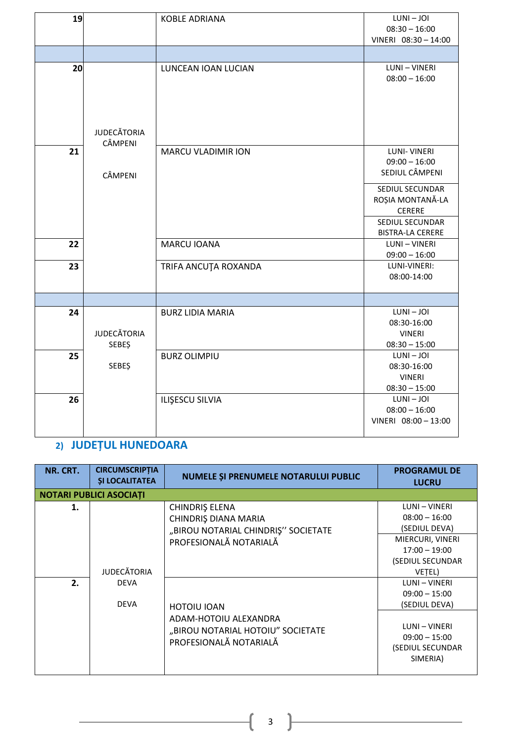| | | | |
|---|---|---|---|
| **19** | | KOBLE ADRIANA | LUNI – JOI 08:30 – 16:00 VINERI 08:30 – 14:00 |
| | | | |
| **20** | JUDECĂTORIA CÂMPENI<br><br>CÂMPENI | LUNCEAN IOAN LUCIAN | LUNI – VINERI 08:00 – 16:00 |
| **21** | | MARCU VLADIMIR ION | LUNI- VINERI 09:00 – 16:00 SEDIUL CÂMPENI<br>SEDIUL SECUNDAR ROȘIA MONTANĂ-LA CERERE<br>SEDIUL SECUNDAR BISTRA-LA CERERE |
| **22** | | MARCU IOANA | LUNI – VINERI 09:00 – 16:00 |
| **23** | | TRIFA ANCUȚA ROXANDA | LUNI-VINERI: 08:00-14:00 |
| | | | |
| **24** | JUDECĂTORIA SEBEȘ<br><br>SEBEȘ | BURZ LIDIA MARIA | LUNI – JOI 08:30-16:00 VINERI 08:30 – 15:00 |
| **25** | | BURZ OLIMPIU | LUNI – JOI 08:30-16:00 VINERI 08:30 – 15:00 |
| **26** | | ILIȘESCU SILVIA | LUNI – JOI 08:00 – 16:00 VINERI 08:00 – 13:00 |

## 2) JUDEȚUL HUNEDOARA

| NR. CRT. | CIRCUMSCRIPȚIA ȘI LOCALITATEA | NUMELE ȘI PRENUMELE NOTARULUI PUBLIC | PROGRAMUL DE LUCRU |
|---|---|---|---|
| **NOTARI PUBLICI ASOCIAȚI** | | | |
| **1.** | JUDECĂTORIA DEVA<br><br>DEVA | CHINDRIȘ ELENA<br>CHINDRIȘ DIANA MARIA<br>„BIROU NOTARIAL CHINDRIȘ'' SOCIETATE PROFESIONALĂ NOTARIALĂ | LUNI – VINERI 08:00 – 16:00 (SEDIUL DEVA)<br>MIERCURI, VINERI 17:00 – 19:00 (SEDIUL SECUNDAR VEȚEL) |
| **2.** | | HOTOIU IOAN<br>ADAM-HOTOIU ALEXANDRA<br>„BIROU NOTARIAL HOTOIU" SOCIETATE PROFESIONALĂ NOTARIALĂ | LUNI – VINERI 09:00 – 15:00 (SEDIUL DEVA)<br>LUNI – VINERI 09:00 – 15:00 (SEDIUL SECUNDAR SIMERIA) |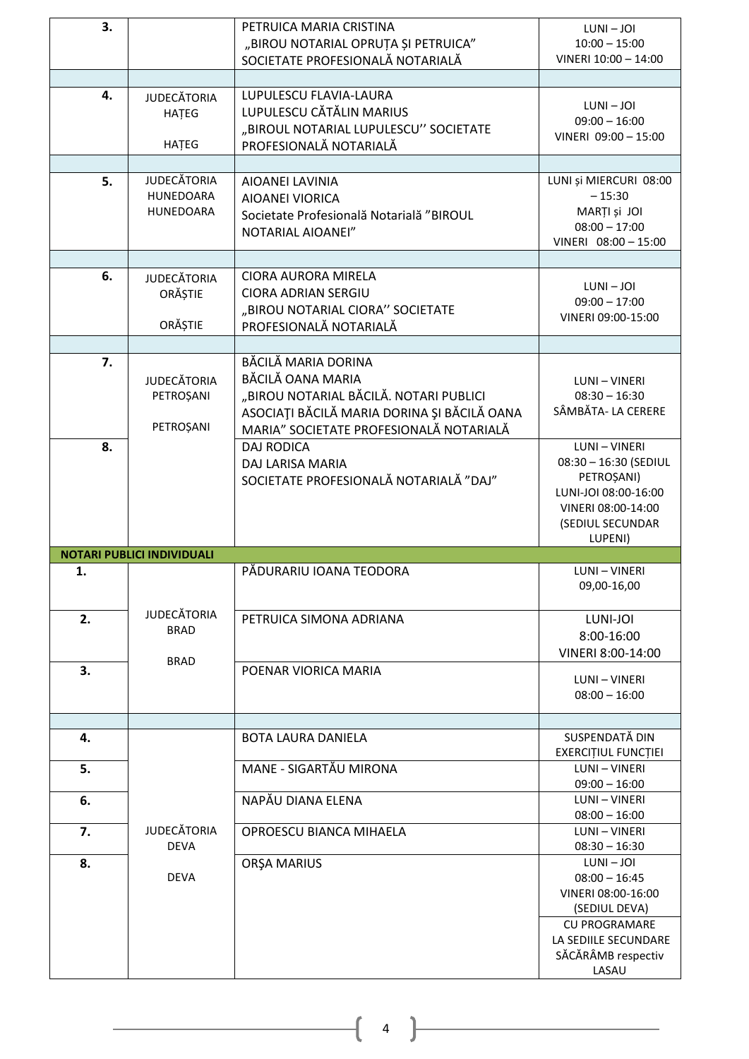| | | | |
|---|---|---|---|
| **3.** | | PETRUICA MARIA CRISTINA „BIROU NOTARIAL OPRUȚA ȘI PETRUICA" SOCIETATE PROFESIONALĂ NOTARIALĂ | LUNI – JOI 10:00 – 15:00 VINERI 10:00 – 14:00 |
| | | | |
| **4.** | JUDECĂTORIA HAȚEG HAȚEG | LUPULESCU FLAVIA-LAURA LUPULESCU CĂTĂLIN MARIUS „BIROUL NOTARIAL LUPULESCU'' SOCIETATE PROFESIONALĂ NOTARIALĂ | LUNI – JOI 09:00 – 16:00 VINERI 09:00 – 15:00 |
| | | | |
| **5.** | JUDECĂTORIA HUNEDOARA HUNEDOARA | AIOANEI LAVINIA AIOANEI VIORICA Societate Profesională Notarială "BIROUL NOTARIAL AIOANEI" | LUNI și MIERCURI 08:00 – 15:30 MARȚI și JOI 08:00 – 17:00 VINERI 08:00 – 15:00 |
| | | | |
| **6.** | JUDECĂTORIA ORĂȘTIE ORĂȘTIE | CIORA AURORA MIRELA CIORA ADRIAN SERGIU „BIROU NOTARIAL CIORA'' SOCIETATE PROFESIONALĂ NOTARIALĂ | LUNI – JOI 09:00 – 17:00 VINERI 09:00-15:00 |
| | | | |
| **7.** | JUDECĂTORIA PETROȘANI PETROȘANI | BĂCILĂ MARIA DORINA BĂCILĂ OANA MARIA „BIROU NOTARIAL BĂCILĂ. NOTARI PUBLICI ASOCIAŢI BĂCILĂ MARIA DORINA ŞI BĂCILĂ OANA MARIA" SOCIETATE PROFESIONALĂ NOTARIALĂ | LUNI – VINERI 08:30 – 16:30 SÂMBĂTA- LA CERERE |
| **8.** | | DAJ RODICA DAJ LARISA MARIA SOCIETATE PROFESIONALĂ NOTARIALĂ "DAJ" | LUNI – VINERI 08:30 – 16:30 (SEDIUL PETROȘANI) LUNI-JOI 08:00-16:00 VINERI 08:00-14:00 (SEDIUL SECUNDAR LUPENI) |
| **NOTARI PUBLICI INDIVIDUALI** | | | |
| **1.** | JUDECĂTORIA BRAD BRAD | PĂDURARIU IOANA TEODORA | LUNI – VINERI 09,00-16,00 |
| **2.** | | PETRUICA SIMONA ADRIANA | LUNI-JOI 8:00-16:00 VINERI 8:00-14:00 |
| **3.** | | POENAR VIORICA MARIA | LUNI – VINERI 08:00 – 16:00 |
| | | | |
| **4.** | JUDECĂTORIA DEVA DEVA | BOTA LAURA DANIELA | SUSPENDATĂ DIN EXERCIȚIUL FUNCȚIEI |
| **5.** | | MANE - SIGARTĂU MIRONA | LUNI – VINERI 09:00 – 16:00 |
| **6.** | | NAPĂU DIANA ELENA | LUNI – VINERI 08:00 – 16:00 |
| **7.** | | OPROESCU BIANCA MIHAELA | LUNI – VINERI 08:30 – 16:30 |
| **8.** | | ORȘA MARIUS | LUNI – JOI 08:00 – 16:45 VINERI 08:00-16:00 (SEDIUL DEVA) CU PROGRAMARE LA SEDIILE SECUNDARE SĂCĂRÂMB respectiv LASAU |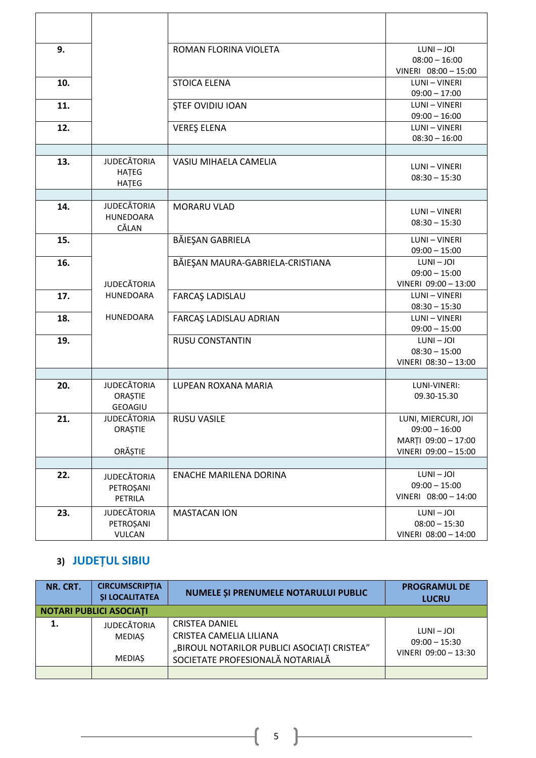| | | | |
|---|---|---|---|
| | | | |
| **9.** | | ROMAN FLORINA VIOLETA | LUNI – JOI<br>08:00 – 16:00<br>VINERI 08:00 – 15:00 |
| **10.** | | STOICA ELENA | LUNI – VINERI<br>09:00 – 17:00 |
| **11.** | | ŞTEF OVIDIU IOAN | LUNI – VINERI<br>09:00 – 16:00 |
| **12.** | | VEREŞ ELENA | LUNI – VINERI<br>08:30 – 16:00 |
| | | | |
| **13.** | JUDECĂTORIA HAȚEG<br>HAȚEG | VASIU MIHAELA CAMELIA | LUNI – VINERI<br>08:30 – 15:30 |
| | | | |
| **14.** | JUDECĂTORIA HUNEDOARA<br>CĂLAN | MORARU VLAD | LUNI – VINERI<br>08:30 – 15:30 |
| **15.** | JUDECĂTORIA HUNEDOARA<br>HUNEDOARA | BĂIEŞAN GABRIELA | LUNI – VINERI<br>09:00 – 15:00 |
| **16.** | | BĂIEŞAN MAURA-GABRIELA-CRISTIANA | LUNI – JOI<br>09:00 – 15:00<br>VINERI 09:00 – 13:00 |
| **17.** | | FARCAŞ LADISLAU | LUNI – VINERI<br>08:30 – 15:30 |
| **18.** | | FARCAŞ LADISLAU ADRIAN | LUNI – VINERI<br>09:00 – 15:00 |
| **19.** | | RUSU CONSTANTIN | LUNI – JOI<br>08:30 – 15:00<br>VINERI 08:30 – 13:00 |
| | | | |
| **20.** | JUDECĂTORIA ORAȘTIE<br>GEOAGIU | LUPEAN ROXANA MARIA | LUNI-VINERI:<br>09.30-15.30 |
| **21.** | JUDECĂTORIA ORAȘTIE<br>ORĂȘTIE | RUSU VASILE | LUNI, MIERCURI, JOI<br>09:00 – 16:00<br>MARȚI 09:00 – 17:00<br>VINERI 09:00 – 15:00 |
| | | | |
| **22.** | JUDECĂTORIA PETROȘANI<br>PETRILA | ENACHE MARILENA DORINA | LUNI – JOI<br>09:00 – 15:00<br>VINERI 08:00 – 14:00 |
| **23.** | JUDECĂTORIA PETROȘANI<br>VULCAN | MASTACAN ION | LUNI – JOI<br>08:00 – 15:30<br>VINERI 08:00 – 14:00 |

## 3) JUDEȚUL SIBIU

| NR. CRT. | CIRCUMSCRIPȚIA ȘI LOCALITATEA | NUMELE ȘI PRENUMELE NOTARULUI PUBLIC | PROGRAMUL DE LUCRU |
|---|---|---|---|
| **NOTARI PUBLICI ASOCIAȚI** | | | |
| **1.** | JUDECĂTORIA MEDIAȘ<br>MEDIAȘ | CRISTEA DANIEL<br>CRISTEA CAMELIA LILIANA<br>„BIROUL NOTARILOR PUBLICI ASOCIAŢI CRISTEA" SOCIETATE PROFESIONALĂ NOTARIALĂ | LUNI – JOI<br>09:00 – 15:30<br>VINERI 09:00 – 13:30 |
| | | | |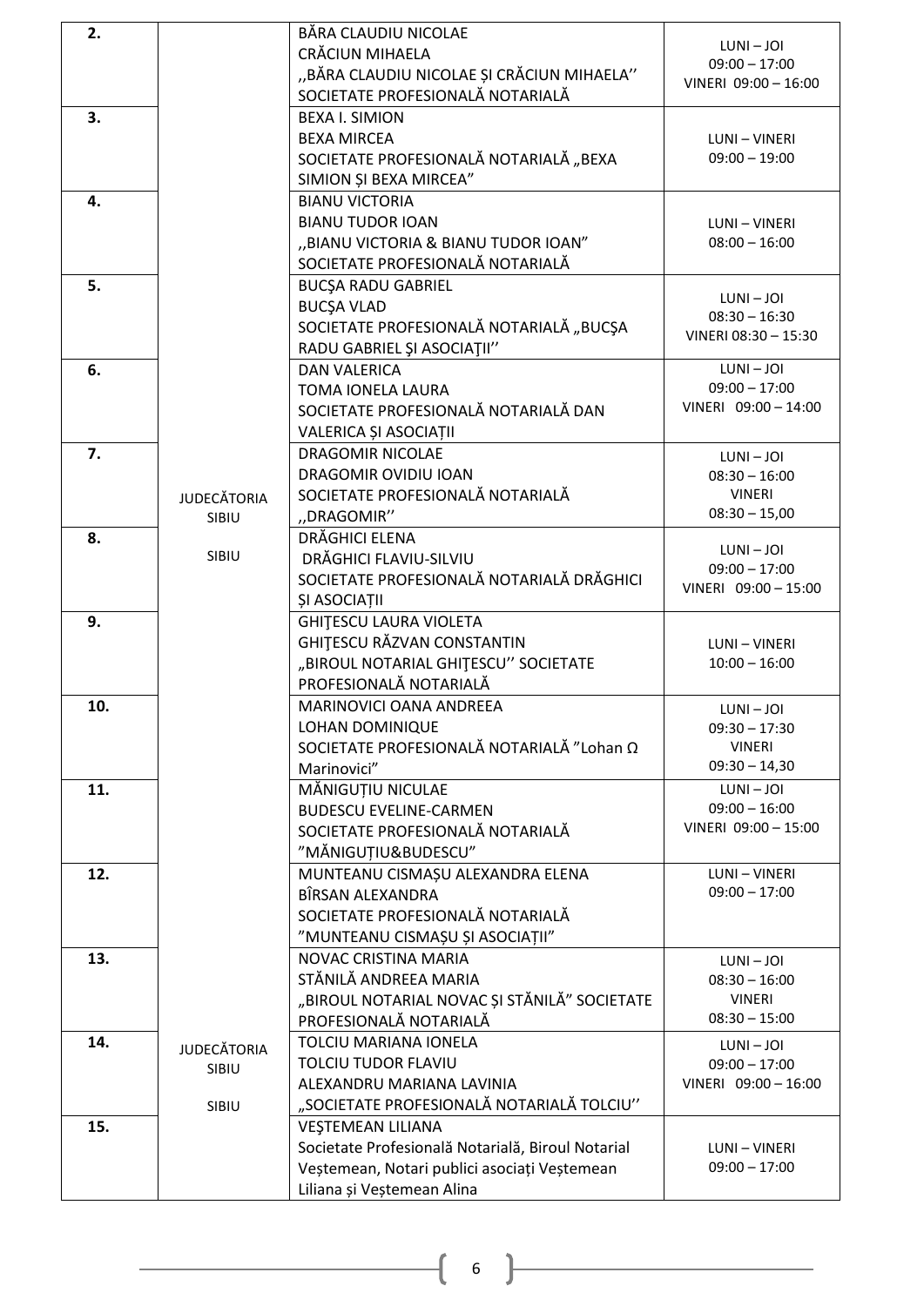| | | | |
|---|---|---|---|
| **2.** | JUDECĂTORIA SIBIU<br><br>SIBIU | BĂRA CLAUDIU NICOLAE<br>CRĂCIUN MIHAELA<br>,,BĂRA CLAUDIU NICOLAE ȘI CRĂCIUN MIHAELA''<br>SOCIETATE PROFESIONALĂ NOTARIALĂ | LUNI – JOI<br>09:00 – 17:00<br>VINERI 09:00 – 16:00 |
| **3.** | | BEXA I. SIMION<br>BEXA MIRCEA<br>SOCIETATE PROFESIONALĂ NOTARIALĂ „BEXA SIMION ȘI BEXA MIRCEA" | LUNI – VINERI<br>09:00 – 19:00 |
| **4.** | | BIANU VICTORIA<br>BIANU TUDOR IOAN<br>,,BIANU VICTORIA & BIANU TUDOR IOAN"<br>SOCIETATE PROFESIONALĂ NOTARIALĂ | LUNI – VINERI<br>08:00 – 16:00 |
| **5.** | | BUCŞA RADU GABRIEL<br>BUCŞA VLAD<br>SOCIETATE PROFESIONALĂ NOTARIALĂ „BUCŞA RADU GABRIEL ŞI ASOCIAŢII'' | LUNI – JOI<br>08:30 – 16:30<br>VINERI 08:30 – 15:30 |
| **6.** | | DAN VALERICA<br>TOMA IONELA LAURA<br>SOCIETATE PROFESIONALĂ NOTARIALĂ DAN VALERICA ȘI ASOCIAȚII | LUNI – JOI<br>09:00 – 17:00<br>VINERI 09:00 – 14:00 |
| **7.** | | DRAGOMIR NICOLAE<br>DRAGOMIR OVIDIU IOAN<br>SOCIETATE PROFESIONALĂ NOTARIALĂ<br>,,DRAGOMIR'' | LUNI – JOI<br>08:30 – 16:00<br>VINERI<br>08:30 – 15,00 |
| **8.** | | DRĂGHICI ELENA<br>DRĂGHICI FLAVIU-SILVIU<br>SOCIETATE PROFESIONALĂ NOTARIALĂ DRĂGHICI ȘI ASOCIAȚII | LUNI – JOI<br>09:00 – 17:00<br>VINERI 09:00 – 15:00 |
| **9.** | | GHIŢESCU LAURA VIOLETA<br>GHIŢESCU RĂZVAN CONSTANTIN<br>„BIROUL NOTARIAL GHIŢESCU'' SOCIETATE PROFESIONALĂ NOTARIALĂ | LUNI – VINERI<br>10:00 – 16:00 |
| **10.** | | MARINOVICI OANA ANDREEA<br>LOHAN DOMINIQUE<br>SOCIETATE PROFESIONALĂ NOTARIALĂ "Lohan Ω Marinovici" | LUNI – JOI<br>09:30 – 17:30<br>VINERI<br>09:30 – 14,30 |
| **11.** | | MĂNIGUȚIU NICULAE<br>BUDESCU EVELINE-CARMEN<br>SOCIETATE PROFESIONALĂ NOTARIALĂ "MĂNIGUȚIU&BUDESCU" | LUNI – JOI<br>09:00 – 16:00<br>VINERI 09:00 – 15:00 |
| **12.** | | MUNTEANU CISMAȘU ALEXANDRA ELENA<br>BÎRSAN ALEXANDRA<br>SOCIETATE PROFESIONALĂ NOTARIALĂ "MUNTEANU CISMAȘU ȘI ASOCIAȚII" | LUNI – VINERI<br>09:00 – 17:00 |
| **13.** | | NOVAC CRISTINA MARIA<br>STĂNILĂ ANDREEA MARIA<br>„BIROUL NOTARIAL NOVAC ȘI STĂNILĂ" SOCIETATE PROFESIONALĂ NOTARIALĂ | LUNI – JOI<br>08:30 – 16:00<br>VINERI<br>08:30 – 15:00 |
| **14.** | JUDECĂTORIA SIBIU<br><br>SIBIU | TOLCIU MARIANA IONELA<br>TOLCIU TUDOR FLAVIU<br>ALEXANDRU MARIANA LAVINIA<br>„SOCIETATE PROFESIONALĂ NOTARIALĂ TOLCIU'' | LUNI – JOI<br>09:00 – 17:00<br>VINERI 09:00 – 16:00 |
| **15.** | | VEȘTEMEAN LILIANA<br>Societate Profesională Notarială, Biroul Notarial Veștemean, Notari publici asociați Veștemean Liliana și Veștemean Alina | LUNI – VINERI<br>09:00 – 17:00 |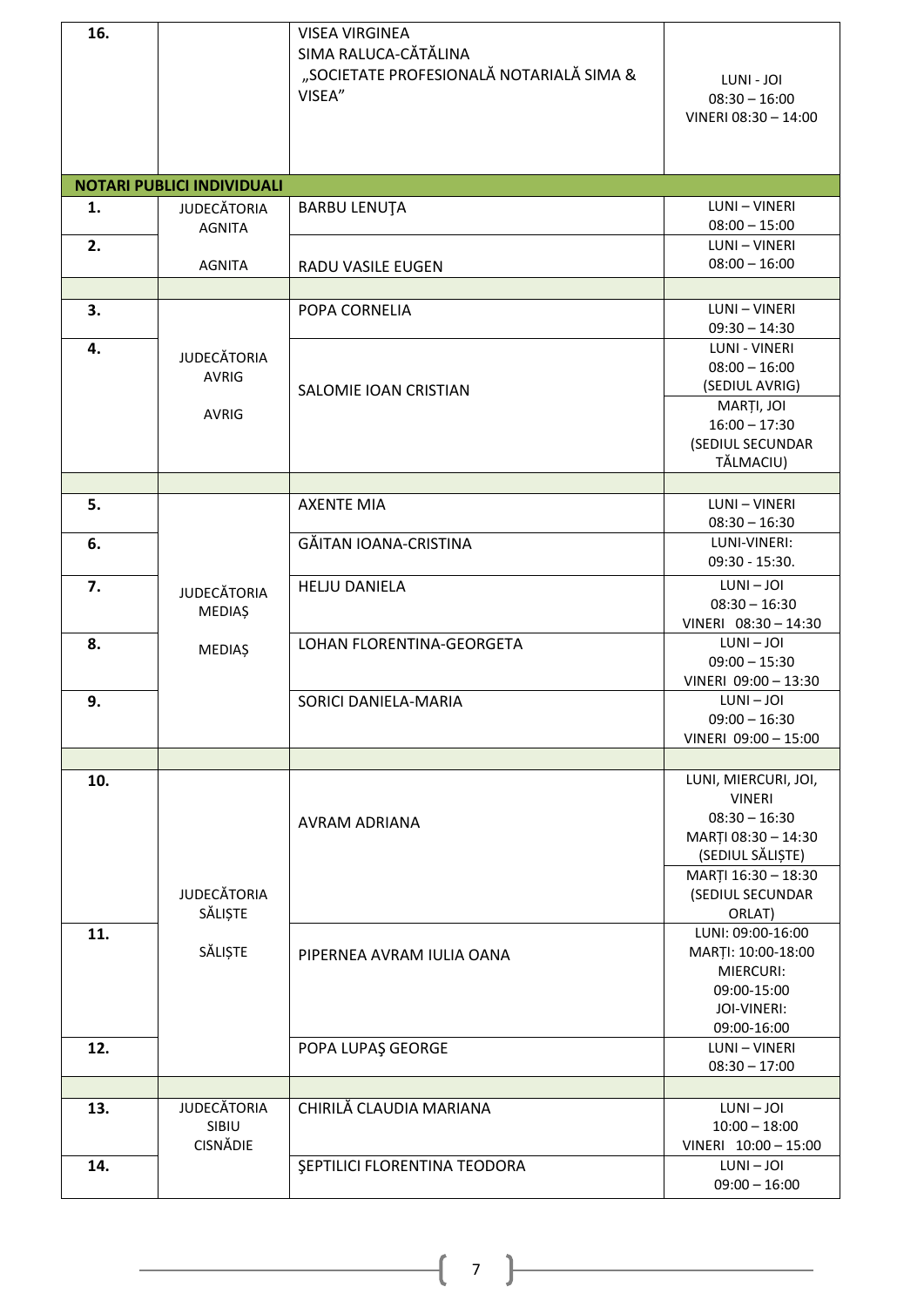| 16. | | VISEA VIRGINEA<br>SIMA RALUCA-CĂTĂLINA<br>„SOCIETATE PROFESIONALĂ NOTARIALĂ SIMA & VISEA” | LUNI - JOI<br>08:30 – 16:00<br>VINERI 08:30 – 14:00 |
|---|---|---|---|
| **NOTARI PUBLICI INDIVIDUALI** | | | |
| 1. | JUDECĂTORIA AGNITA | BARBU LENUȚA | LUNI – VINERI<br>08:00 – 15:00 |
| 2. | AGNITA | RADU VASILE EUGEN | LUNI – VINERI<br>08:00 – 16:00 |
| | | | |
| 3. | JUDECĂTORIA AVRIG<br><br>AVRIG | POPA CORNELIA | LUNI – VINERI<br>09:30 – 14:30 |
| 4. | | SALOMIE IOAN CRISTIAN | LUNI - VINERI<br>08:00 – 16:00<br>(SEDIUL AVRIG)<br>MARȚI, JOI<br>16:00 – 17:30<br>(SEDIUL SECUNDAR TĂLMACIU) |
| | | | |
| 5. | JUDECĂTORIA MEDIAȘ<br><br>MEDIAȘ | AXENTE MIA | LUNI – VINERI<br>08:30 – 16:30 |
| 6. | | GĂITAN IOANA-CRISTINA | LUNI-VINERI:<br>09:30 - 15:30. |
| 7. | | HELJU DANIELA | LUNI – JOI<br>08:30 – 16:30<br>VINERI 08:30 – 14:30 |
| 8. | | LOHAN FLORENTINA-GEORGETA | LUNI – JOI<br>09:00 – 15:30<br>VINERI 09:00 – 13:30 |
| 9. | | SORICI DANIELA-MARIA | LUNI – JOI<br>09:00 – 16:30<br>VINERI 09:00 – 15:00 |
| | | | |
| 10. | JUDECĂTORIA SĂLIȘTE<br><br>SĂLIȘTE | AVRAM ADRIANA | LUNI, MIERCURI, JOI, VINERI<br>08:30 – 16:30<br>MARȚI 08:30 – 14:30<br>(SEDIUL SĂLIȘTE)<br>MARȚI 16:30 – 18:30<br>(SEDIUL SECUNDAR ORLAT) |
| 11. | | PIPERNEA AVRAM IULIA OANA | LUNI: 09:00-16:00<br>MARȚI: 10:00-18:00<br>MIERCURI:<br>09:00-15:00<br>JOI-VINERI:<br>09:00-16:00 |
| 12. | | POPA LUPAŞ GEORGE | LUNI – VINERI<br>08:30 – 17:00 |
| | | | |
| 13. | JUDECĂTORIA SIBIU<br>CISNĂDIE | CHIRILĂ CLAUDIA MARIANA | LUNI – JOI<br>10:00 – 18:00<br>VINERI 10:00 – 15:00 |
| 14. | | ŞEPTILICI FLORENTINA TEODORA | LUNI – JOI<br>09:00 – 16:00 |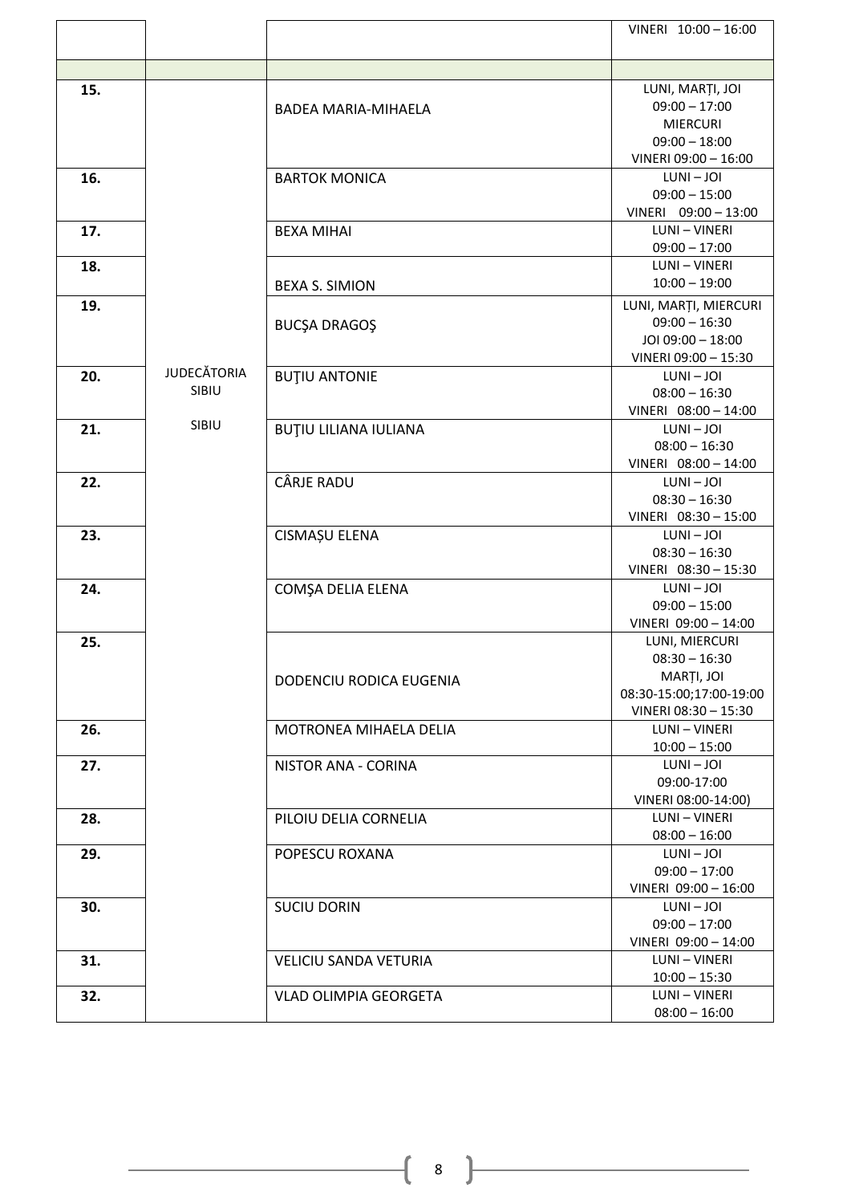| | | | |
|---|---|---|---|
| | | | VINERI 10:00 – 16:00 |
| | | | |
| **15.** | JUDECĂTORIA SIBIU SIBIU | BADEA MARIA-MIHAELA | LUNI, MARȚI, JOI 09:00 – 17:00 MIERCURI 09:00 – 18:00 VINERI 09:00 – 16:00 |
| **16.** | | BARTOK MONICA | LUNI – JOI 09:00 – 15:00 VINERI 09:00 – 13:00 |
| **17.** | | BEXA MIHAI | LUNI – VINERI 09:00 – 17:00 |
| **18.** | | BEXA S. SIMION | LUNI – VINERI 10:00 – 19:00 |
| **19.** | | BUCŞA DRAGOŞ | LUNI, MARȚI, MIERCURI 09:00 – 16:30 JOI 09:00 – 18:00 VINERI 09:00 – 15:30 |
| **20.** | | BUŢIU ANTONIE | LUNI – JOI 08:00 – 16:30 VINERI 08:00 – 14:00 |
| **21.** | | BUŢIU LILIANA IULIANA | LUNI – JOI 08:00 – 16:30 VINERI 08:00 – 14:00 |
| **22.** | | CÂRJE RADU | LUNI – JOI 08:30 – 16:30 VINERI 08:30 – 15:00 |
| **23.** | | CISMAȘU ELENA | LUNI – JOI 08:30 – 16:30 VINERI 08:30 – 15:30 |
| **24.** | | COMŞA DELIA ELENA | LUNI – JOI 09:00 – 15:00 VINERI 09:00 – 14:00 |
| **25.** | | DODENCIU RODICA EUGENIA | LUNI, MIERCURI 08:30 – 16:30 MARȚI, JOI 08:30-15:00;17:00-19:00 VINERI 08:30 – 15:30 |
| **26.** | | MOTRONEA MIHAELA DELIA | LUNI – VINERI 10:00 – 15:00 |
| **27.** | | NISTOR ANA - CORINA | LUNI – JOI 09:00-17:00 VINERI 08:00-14:00) |
| **28.** | | PILOIU DELIA CORNELIA | LUNI – VINERI 08:00 – 16:00 |
| **29.** | | POPESCU ROXANA | LUNI – JOI 09:00 – 17:00 VINERI 09:00 – 16:00 |
| **30.** | | SUCIU DORIN | LUNI – JOI 09:00 – 17:00 VINERI 09:00 – 14:00 |
| **31.** | | VELICIU SANDA VETURIA | LUNI – VINERI 10:00 – 15:30 |
| **32.** | | VLAD OLIMPIA GEORGETA | LUNI – VINERI 08:00 – 16:00 |